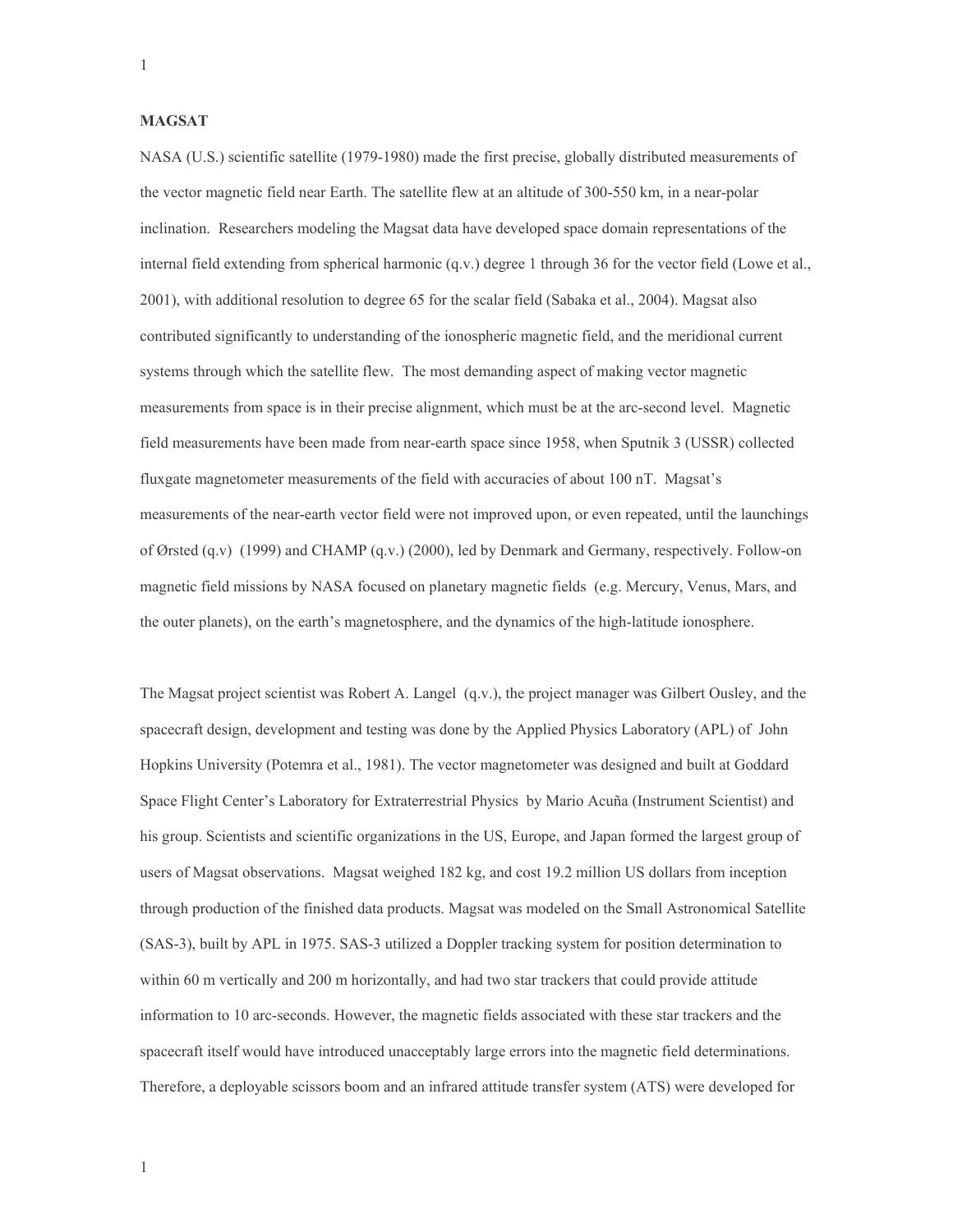**MAGSAT**

NASA (U.S.) scientific satellite (1979-1980) made the first precise, globally distributed measurements of the vector magnetic field near Earth. The satellite flew at an altitude of 300-550 km, in a near-polar inclination. Researchers modeling the Magsat data have developed space domain representations of the internal field extending from spherical harmonic (q.v.) degree 1 through 36 for the vector field (Lowe et al., 2001), with additional resolution to degree 65 for the scalar field (Sabaka et al., 2004). Magsat also contributed significantly to understanding of the ionospheric magnetic field, and the meridional current systems through which the satellite flew. The most demanding aspect of making vector magnetic measurements from space is in their precise alignment, which must be at the arc-second level. Magnetic field measurements have been made from near-earth space since 1958, when Sputnik 3 (USSR) collected fluxgate magnetometer measurements of the field with accuracies of about 100 nT. Magsat's measurements of the near-earth vector field were not improved upon, or even repeated, until the launchings of Ørsted (q.v) (1999) and CHAMP (q.v.) (2000), led by Denmark and Germany, respectively. Follow-on magnetic field missions by NASA focused on planetary magnetic fields (e.g. Mercury, Venus, Mars, and the outer planets), on the earth's magnetosphere, and the dynamics of the high-latitude ionosphere.

The Magsat project scientist was Robert A. Langel (q.v.), the project manager was Gilbert Ousley, and the spacecraft design, development and testing was done by the Applied Physics Laboratory (APL) of John Hopkins University (Potemra et al., 1981). The vector magnetometer was designed and built at Goddard Space Flight Center's Laboratory for Extraterrestrial Physics by Mario Acuña (Instrument Scientist) and his group. Scientists and scientific organizations in the US, Europe, and Japan formed the largest group of users of Magsat observations. Magsat weighed 182 kg, and cost 19.2 million US dollars from inception through production of the finished data products. Magsat was modeled on the Small Astronomical Satellite (SAS-3), built by APL in 1975. SAS-3 utilized a Doppler tracking system for position determination to within 60 m vertically and 200 m horizontally, and had two star trackers that could provide attitude information to 10 arc-seconds. However, the magnetic fields associated with these star trackers and the spacecraft itself would have introduced unacceptably large errors into the magnetic field determinations. Therefore, a deployable scissors boom and an infrared attitude transfer system (ATS) were developed for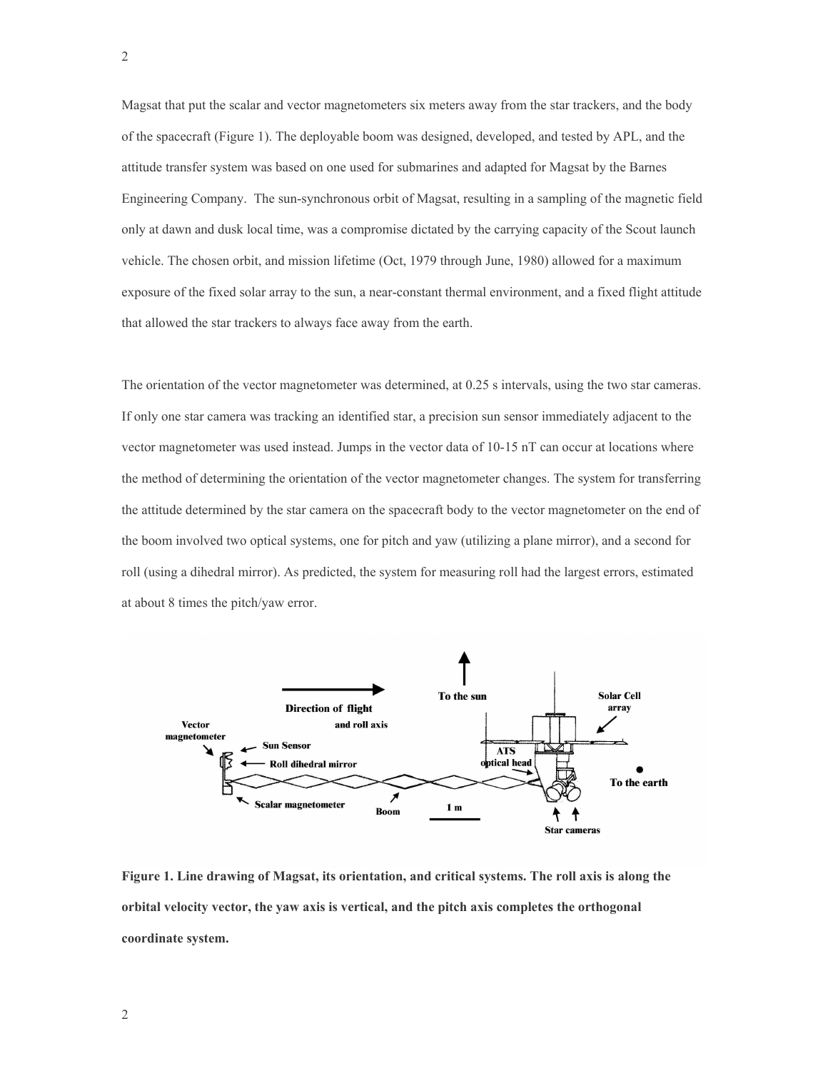Magsat that put the scalar and vector magnetometers six meters away from the star trackers, and the body of the spacecraft (Figure 1). The deployable boom was designed, developed, and tested by APL, and the attitude transfer system was based on one used for submarines and adapted for Magsat by the Barnes Engineering Company. The sun-synchronous orbit of Magsat, resulting in a sampling of the magnetic field only at dawn and dusk local time, was a compromise dictated by the carrying capacity of the Scout launch vehicle. The chosen orbit, and mission lifetime (Oct, 1979 through June, 1980) allowed for a maximum exposure of the fixed solar array to the sun, a near-constant thermal environment, and a fixed flight attitude that allowed the star trackers to always face away from the earth.

The orientation of the vector magnetometer was determined, at 0.25 s intervals, using the two star cameras. If only one star camera was tracking an identified star, a precision sun sensor immediately adjacent to the vector magnetometer was used instead. Jumps in the vector data of 10-15 nT can occur at locations where the method of determining the orientation of the vector magnetometer changes. The system for transferring the attitude determined by the star camera on the spacecraft body to the vector magnetometer on the end of the boom involved two optical systems, one for pitch and yaw (utilizing a plane mirror), and a second for roll (using a dihedral mirror). As predicted, the system for measuring roll had the largest errors, estimated at about 8 times the pitch/yaw error.

**Figure 1. Line drawing of Magsat, its orientation, and critical systems. The roll axis is along the orbital velocity vector, the yaw axis is vertical, and the pitch axis completes the orthogonal coordinate system.**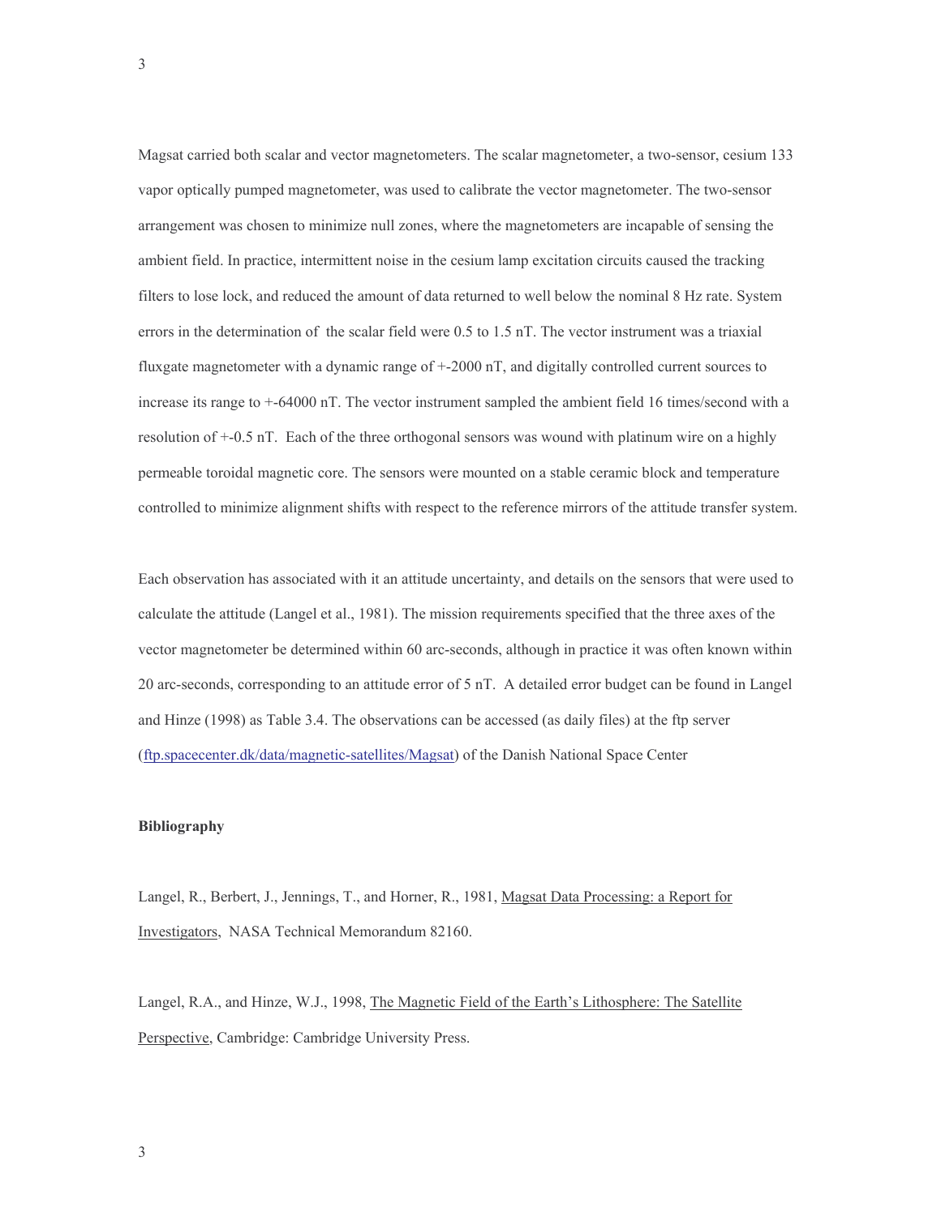Magsat carried both scalar and vector magnetometers. The scalar magnetometer, a two-sensor, cesium 133 vapor optically pumped magnetometer, was used to calibrate the vector magnetometer. The two-sensor arrangement was chosen to minimize null zones, where the magnetometers are incapable of sensing the ambient field. In practice, intermittent noise in the cesium lamp excitation circuits caused the tracking filters to lose lock, and reduced the amount of data returned to well below the nominal 8 Hz rate. System errors in the determination of the scalar field were 0.5 to 1.5 nT. The vector instrument was a triaxial fluxgate magnetometer with a dynamic range of +-2000 nT, and digitally controlled current sources to increase its range to +-64000 nT. The vector instrument sampled the ambient field 16 times/second with a resolution of +-0.5 nT. Each of the three orthogonal sensors was wound with platinum wire on a highly permeable toroidal magnetic core. The sensors were mounted on a stable ceramic block and temperature controlled to minimize alignment shifts with respect to the reference mirrors of the attitude transfer system.

Each observation has associated with it an attitude uncertainty, and details on the sensors that were used to calculate the attitude (Langel et al., 1981). The mission requirements specified that the three axes of the vector magnetometer be determined within 60 arc-seconds, although in practice it was often known within 20 arc-seconds, corresponding to an attitude error of 5 nT. A detailed error budget can be found in Langel and Hinze (1998) as Table 3.4. The observations can be accessed (as daily files) at the ftp server ([ftp.spacecenter.dk/data/magnetic-satellites/Magsat](ftp.spacecenter.dk/data/magnetic-satellites/Magsat)) of the Danish National Space Center

**Bibliography**

Langel, R., Berbert, J., Jennings, T., and Horner, R., 1981, Magsat Data Processing: a Report for Investigators, NASA Technical Memorandum 82160.

Langel, R.A., and Hinze, W.J., 1998, The Magnetic Field of the Earth's Lithosphere: The Satellite Perspective, Cambridge: Cambridge University Press.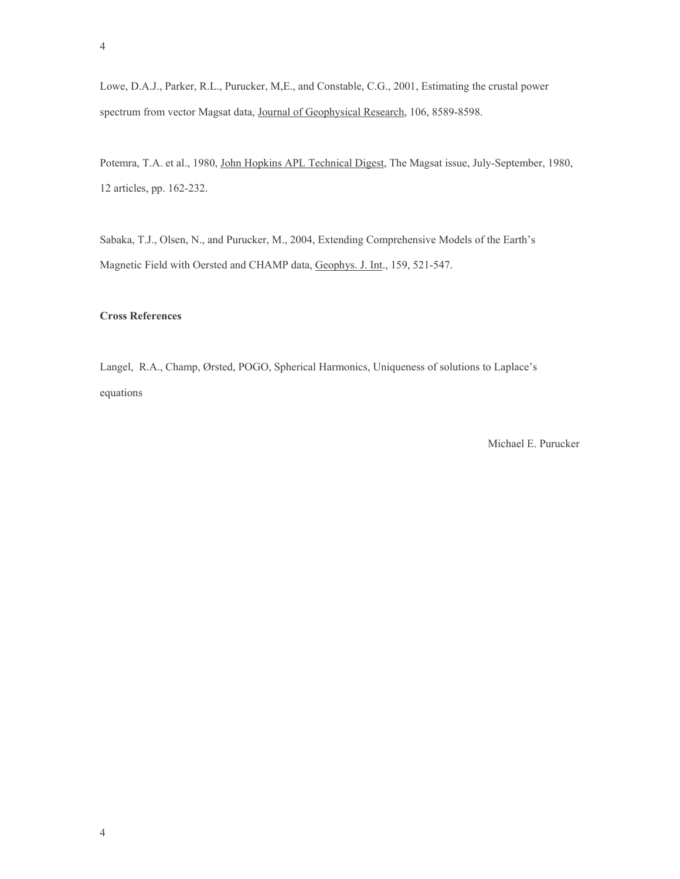Lowe, D.A.J., Parker, R.L., Purucker, M,E., and Constable, C.G., 2001, Estimating the crustal power spectrum from vector Magsat data, Journal of Geophysical Research, 106, 8589-8598.

Potemra, T.A. et al., 1980, John Hopkins APL Technical Digest, The Magsat issue, July-September, 1980, 12 articles, pp. 162-232.

Sabaka, T.J., Olsen, N., and Purucker, M., 2004, Extending Comprehensive Models of the Earth's Magnetic Field with Oersted and CHAMP data, Geophys. J. Int., 159, 521-547.

**Cross References**

Langel, R.A., Champ, Ørsted, POGO, Spherical Harmonics, Uniqueness of solutions to Laplace's equations

Michael E. Purucker